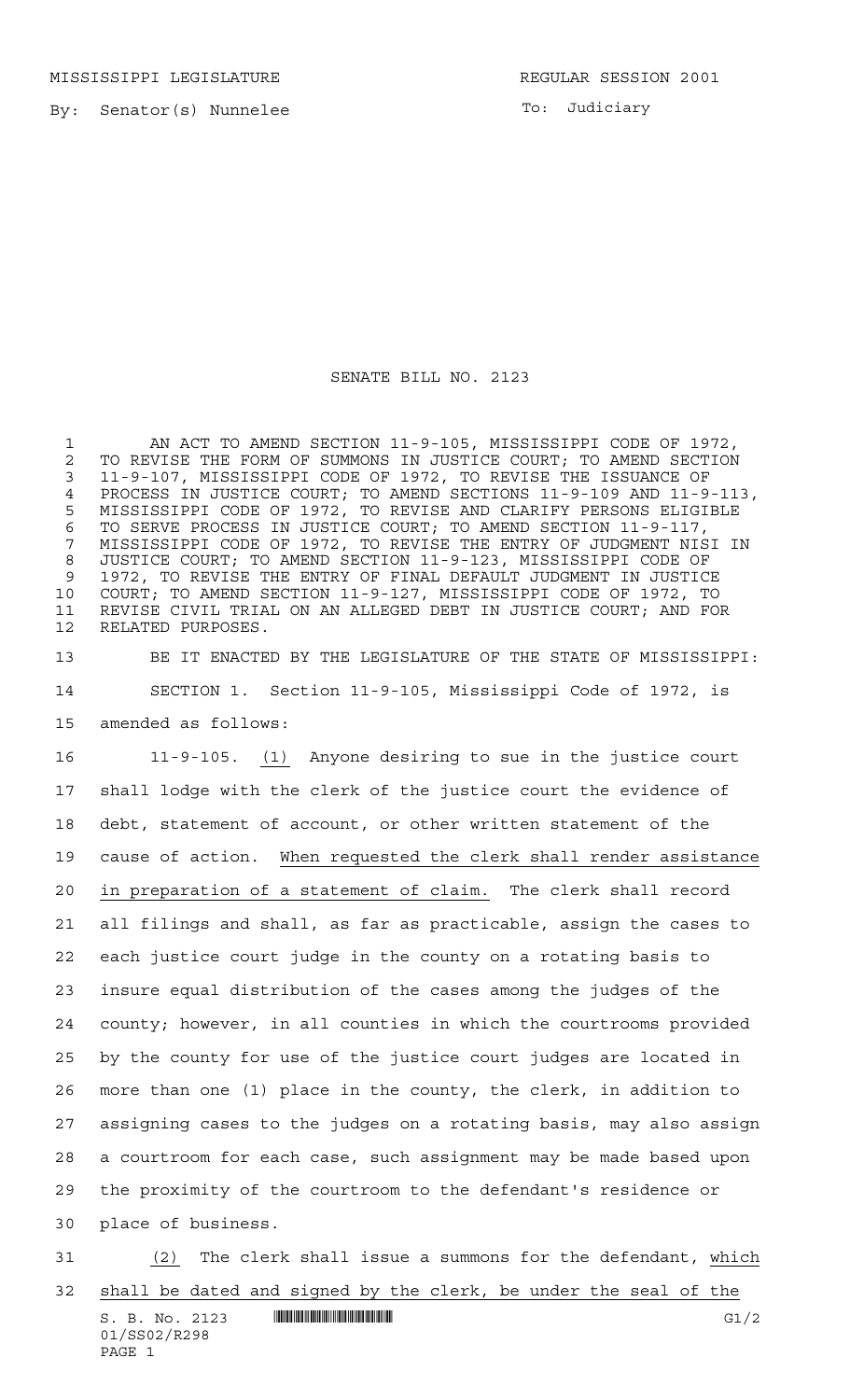MISSISSIPPI LEGISLATURE REGULAR SESSION 2001

By: Senator(s) Nunnelee

To: Judiciary

# SENATE BILL NO. 2123

AN ACT TO AMEND SECTION 11-9-105, MISSISSIPPI CODE OF 1972, TO REVISE THE FORM OF SUMMONS IN JUSTICE COURT; TO AMEND SECTION 11-9-107, MISSISSIPPI CODE OF 1972, TO REVISE THE ISSUANCE OF PROCESS IN JUSTICE COURT; TO AMEND SECTIONS 11-9-109 AND 11-9-113, MISSISSIPPI CODE OF 1972, TO REVISE AND CLARIFY PERSONS ELIGIBLE TO SERVE PROCESS IN JUSTICE COURT; TO AMEND SECTION 11-9-117, MISSISSIPPI CODE OF 1972, TO REVISE THE ENTRY OF JUDGMENT NISI IN JUSTICE COURT; TO AMEND SECTION 11-9-123, MISSISSIPPI CODE OF 1972, TO REVISE THE ENTRY OF FINAL DEFAULT JUDGMENT IN JUSTICE COURT; TO AMEND SECTION 11-9-127, MISSISSIPPI CODE OF 1972, TO REVISE CIVIL TRIAL ON AN ALLEGED DEBT IN JUSTICE COURT; AND FOR RELATED PURPOSES.

BE IT ENACTED BY THE LEGISLATURE OF THE STATE OF MISSISSIPPI:

SECTION 1. Section 11-9-105, Mississippi Code of 1972, is amended as follows:

11-9-105. (1) Anyone desiring to sue in the justice court shall lodge with the clerk of the justice court the evidence of debt, statement of account, or other written statement of the cause of action. When requested the clerk shall render assistance in preparation of a statement of claim. The clerk shall record all filings and shall, as far as practicable, assign the cases to each justice court judge in the county on a rotating basis to insure equal distribution of the cases among the judges of the county; however, in all counties in which the courtrooms provided by the county for use of the justice court judges are located in more than one (1) place in the county, the clerk, in addition to assigning cases to the judges on a rotating basis, may also assign a courtroom for each case, such assignment may be made based upon the proximity of the courtroom to the defendant's residence or place of business.

(2) The clerk shall issue a summons for the defendant, which shall be dated and signed by the clerk, be under the seal of the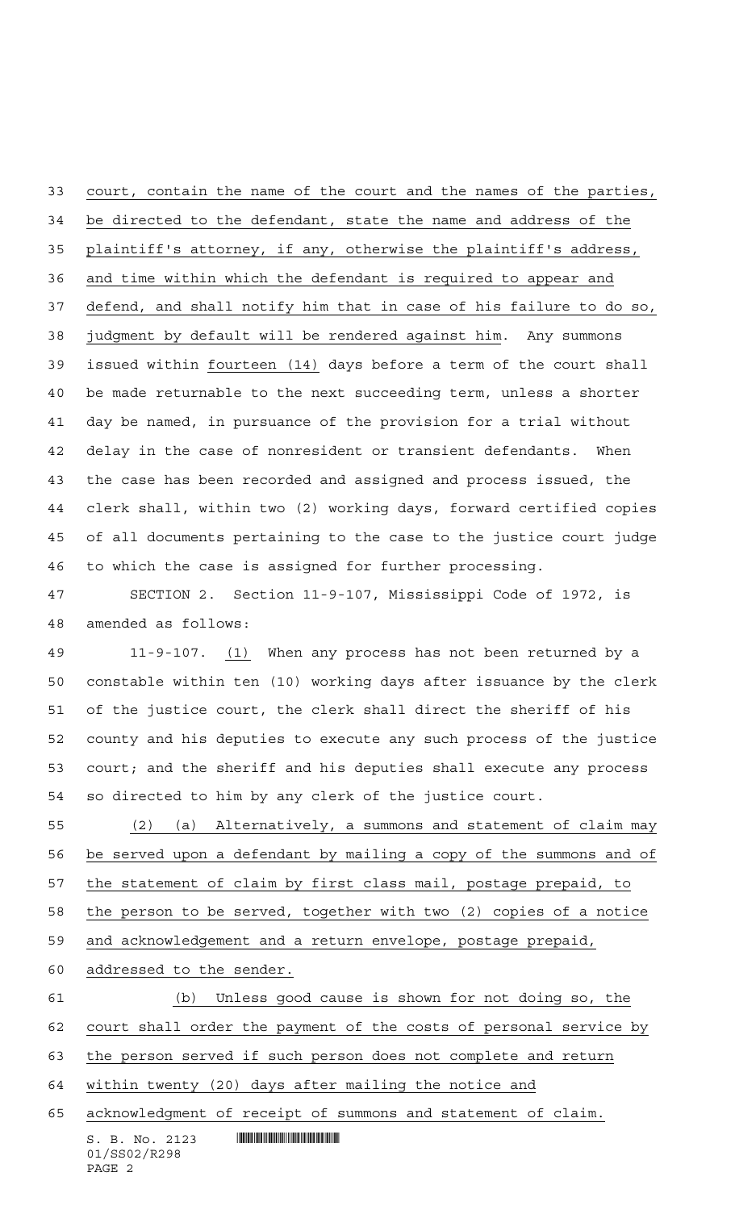court, contain the name of the court and the names of the parties, be directed to the defendant, state the name and address of the plaintiff's attorney, if any, otherwise the plaintiff's address, and time within which the defendant is required to appear and defend, and shall notify him that in case of his failure to do so, judgment by default will be rendered against him. Any summons issued within fourteen (14) days before a term of the court shall be made returnable to the next succeeding term, unless a shorter day be named, in pursuance of the provision for a trial without delay in the case of nonresident or transient defendants. When the case has been recorded and assigned and process issued, the clerk shall, within two (2) working days, forward certified copies of all documents pertaining to the case to the justice court judge to which the case is assigned for further processing.

SECTION 2. Section 11-9-107, Mississippi Code of 1972, is amended as follows:

11-9-107. (1) When any process has not been returned by a constable within ten (10) working days after issuance by the clerk of the justice court, the clerk shall direct the sheriff of his county and his deputies to execute any such process of the justice court; and the sheriff and his deputies shall execute any process so directed to him by any clerk of the justice court.

(2) (a) Alternatively, a summons and statement of claim may be served upon a defendant by mailing a copy of the summons and of the statement of claim by first class mail, postage prepaid, to the person to be served, together with two (2) copies of a notice and acknowledgement and a return envelope, postage prepaid, addressed to the sender.

(b) Unless good cause is shown for not doing so, the court shall order the payment of the costs of personal service by the person served if such person does not complete and return within twenty (20) days after mailing the notice and acknowledgment of receipt of summons and statement of claim.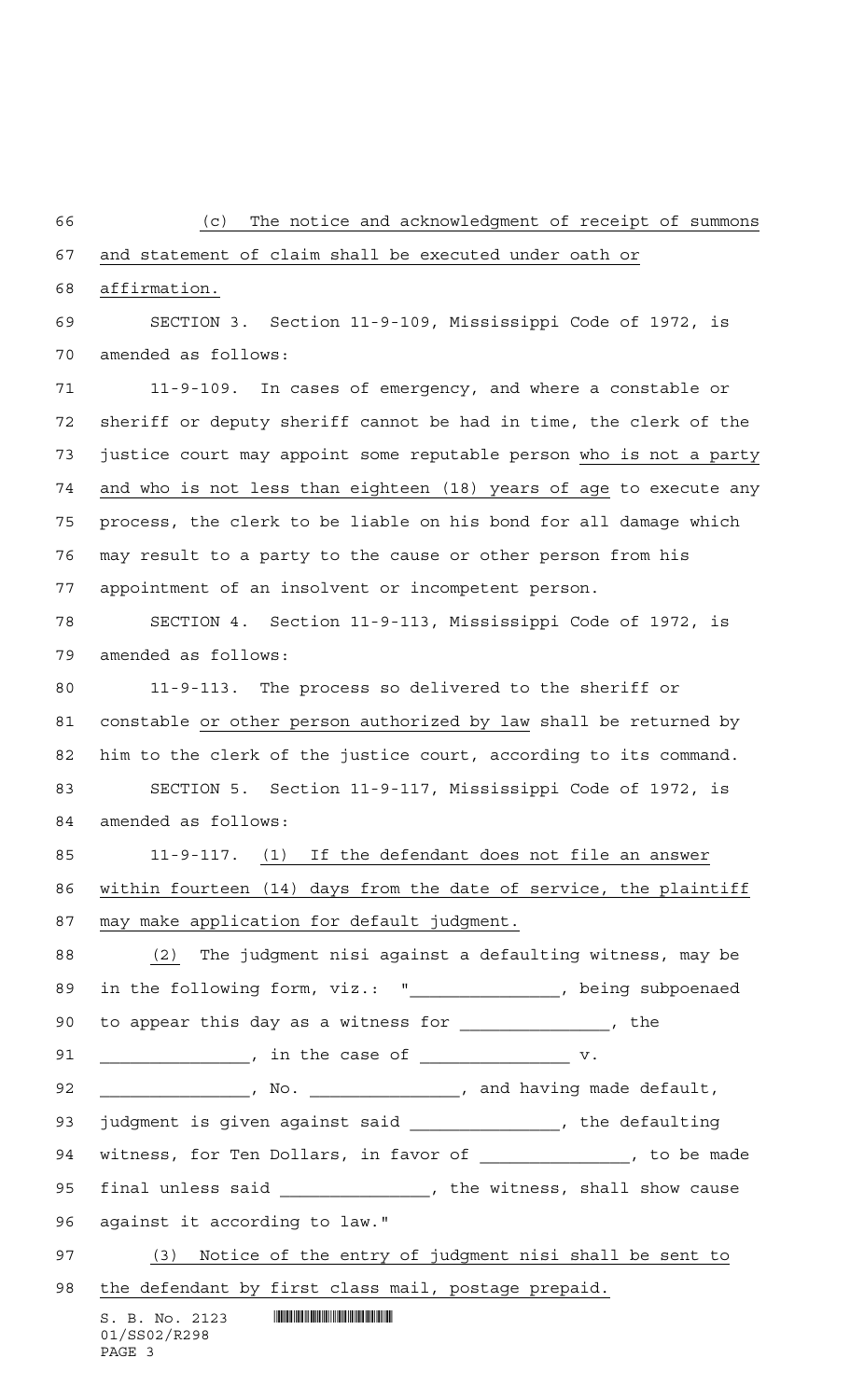(c) The notice and acknowledgment of receipt of summons and statement of claim shall be executed under oath or affirmation.

SECTION 3. Section 11-9-109, Mississippi Code of 1972, is amended as follows:

11-9-109. In cases of emergency, and where a constable or sheriff or deputy sheriff cannot be had in time, the clerk of the justice court may appoint some reputable person who is not a party and who is not less than eighteen (18) years of age to execute any process, the clerk to be liable on his bond for all damage which may result to a party to the cause or other person from his appointment of an insolvent or incompetent person.

SECTION 4. Section 11-9-113, Mississippi Code of 1972, is amended as follows:

11-9-113. The process so delivered to the sheriff or constable or other person authorized by law shall be returned by him to the clerk of the justice court, according to its command.

SECTION 5. Section 11-9-117, Mississippi Code of 1972, is amended as follows:

11-9-117. (1) If the defendant does not file an answer within fourteen (14) days from the date of service, the plaintiff may make application for default judgment.

(2) The judgment nisi against a defaulting witness, may be in the following form, viz.: "_______________, being subpoenaed to appear this day as a witness for _______________, the _______________, in the case of _______________ v. _______________, No. _______________, and having made default, judgment is given against said _______________, the defaulting witness, for Ten Dollars, in favor of _______________, to be made final unless said _______________, the witness, shall show cause against it according to law."

(3) Notice of the entry of judgment nisi shall be sent to the defendant by first class mail, postage prepaid.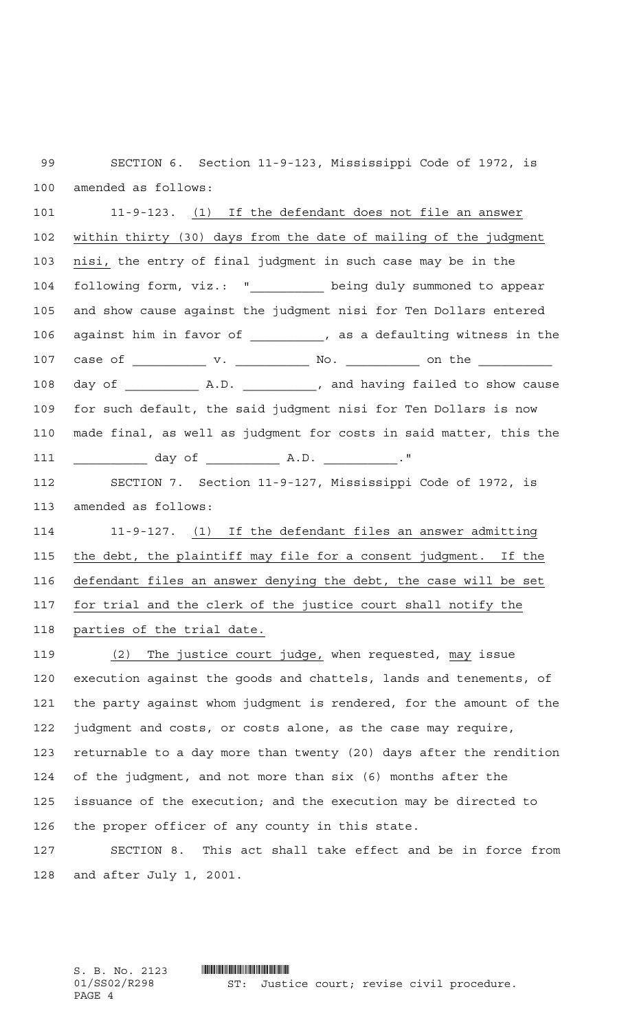SECTION 6. Section 11-9-123, Mississippi Code of 1972, is amended as follows:

11-9-123. (1) If the defendant does not file an answer within thirty (30) days from the date of mailing of the judgment nisi, the entry of final judgment in such case may be in the following form, viz.: "__________ being duly summoned to appear and show cause against the judgment nisi for Ten Dollars entered against him in favor of __________, as a defaulting witness in the case of __________ v. __________ No. __________ on the __________ day of __________ A.D. __________, and having failed to show cause for such default, the said judgment nisi for Ten Dollars is now made final, as well as judgment for costs in said matter, this the __________ day of __________ A.D. __________."

SECTION 7. Section 11-9-127, Mississippi Code of 1972, is amended as follows:

11-9-127. (1) If the defendant files an answer admitting the debt, the plaintiff may file for a consent judgment. If the defendant files an answer denying the debt, the case will be set for trial and the clerk of the justice court shall notify the parties of the trial date.

(2) The justice court judge, when requested, may issue execution against the goods and chattels, lands and tenements, of the party against whom judgment is rendered, for the amount of the judgment and costs, or costs alone, as the case may require, returnable to a day more than twenty (20) days after the rendition of the judgment, and not more than six (6) months after the issuance of the execution; and the execution may be directed to the proper officer of any county in this state.

SECTION 8. This act shall take effect and be in force from and after July 1, 2001.